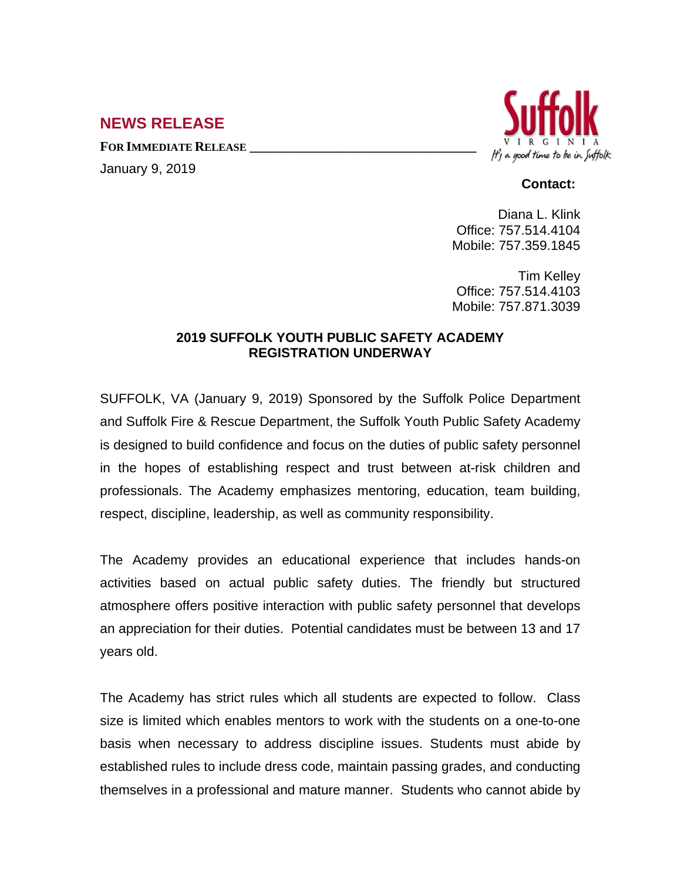## NEWS RELEASE

**FOR IMMEDIATE RELEASE** ___________________________________

January 9, 2019

Suffolk
VIRGINIA
It's a good time to be in Suffolk

**Contact:**

Diana L. Klink
Office: 757.514.4104
Mobile: 757.359.1845

Tim Kelley
Office: 757.514.4103
Mobile: 757.871.3039

### 2019 SUFFOLK YOUTH PUBLIC SAFETY ACADEMY REGISTRATION UNDERWAY

SUFFOLK, VA (January 9, 2019) Sponsored by the Suffolk Police Department and Suffolk Fire & Rescue Department, the Suffolk Youth Public Safety Academy is designed to build confidence and focus on the duties of public safety personnel in the hopes of establishing respect and trust between at-risk children and professionals. The Academy emphasizes mentoring, education, team building, respect, discipline, leadership, as well as community responsibility.

The Academy provides an educational experience that includes hands-on activities based on actual public safety duties. The friendly but structured atmosphere offers positive interaction with public safety personnel that develops an appreciation for their duties. Potential candidates must be between 13 and 17 years old.

The Academy has strict rules which all students are expected to follow. Class size is limited which enables mentors to work with the students on a one-to-one basis when necessary to address discipline issues. Students must abide by established rules to include dress code, maintain passing grades, and conducting themselves in a professional and mature manner. Students who cannot abide by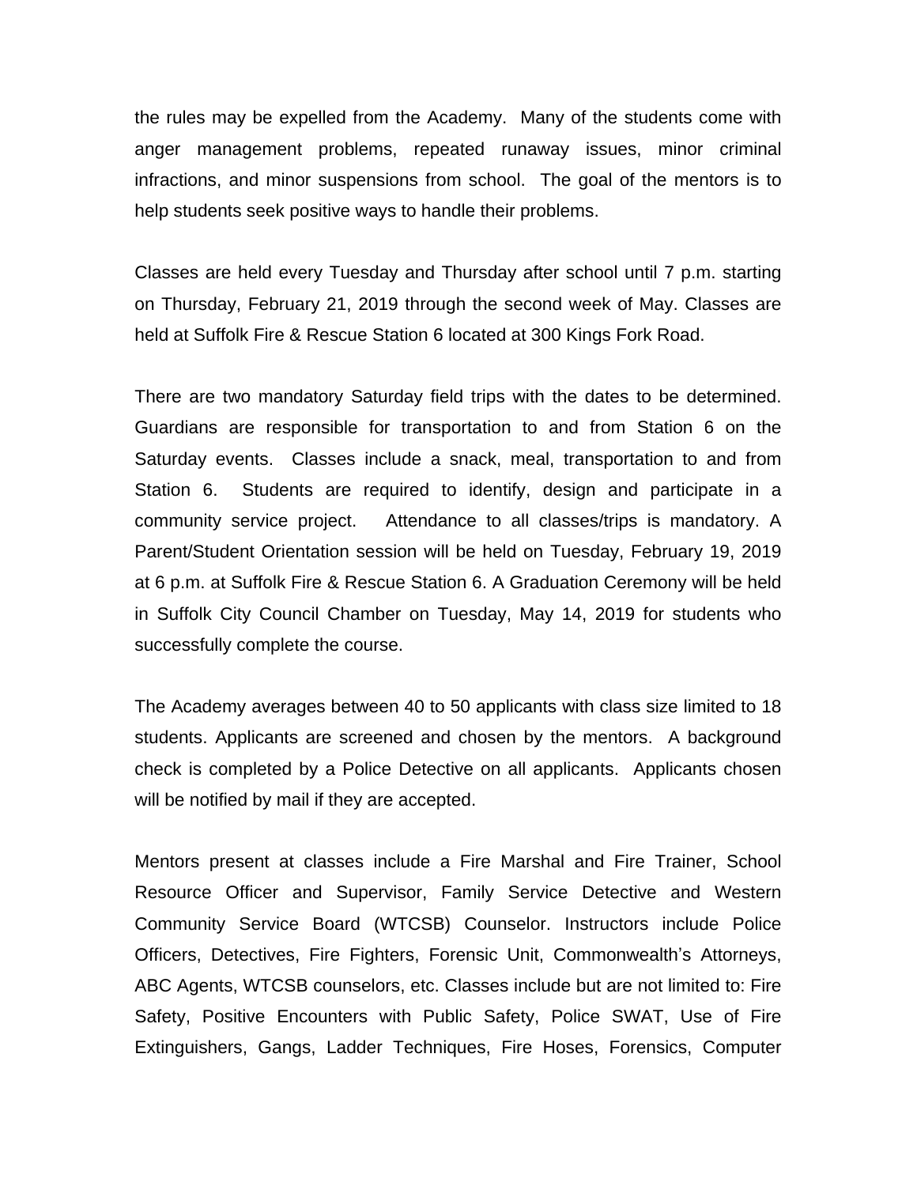the rules may be expelled from the Academy. Many of the students come with anger management problems, repeated runaway issues, minor criminal infractions, and minor suspensions from school. The goal of the mentors is to help students seek positive ways to handle their problems.

Classes are held every Tuesday and Thursday after school until 7 p.m. starting on Thursday, February 21, 2019 through the second week of May. Classes are held at Suffolk Fire & Rescue Station 6 located at 300 Kings Fork Road.

There are two mandatory Saturday field trips with the dates to be determined. Guardians are responsible for transportation to and from Station 6 on the Saturday events. Classes include a snack, meal, transportation to and from Station 6. Students are required to identify, design and participate in a community service project. Attendance to all classes/trips is mandatory. A Parent/Student Orientation session will be held on Tuesday, February 19, 2019 at 6 p.m. at Suffolk Fire & Rescue Station 6. A Graduation Ceremony will be held in Suffolk City Council Chamber on Tuesday, May 14, 2019 for students who successfully complete the course.

The Academy averages between 40 to 50 applicants with class size limited to 18 students. Applicants are screened and chosen by the mentors. A background check is completed by a Police Detective on all applicants. Applicants chosen will be notified by mail if they are accepted.

Mentors present at classes include a Fire Marshal and Fire Trainer, School Resource Officer and Supervisor, Family Service Detective and Western Community Service Board (WTCSB) Counselor. Instructors include Police Officers, Detectives, Fire Fighters, Forensic Unit, Commonwealth's Attorneys, ABC Agents, WTCSB counselors, etc. Classes include but are not limited to: Fire Safety, Positive Encounters with Public Safety, Police SWAT, Use of Fire Extinguishers, Gangs, Ladder Techniques, Fire Hoses, Forensics, Computer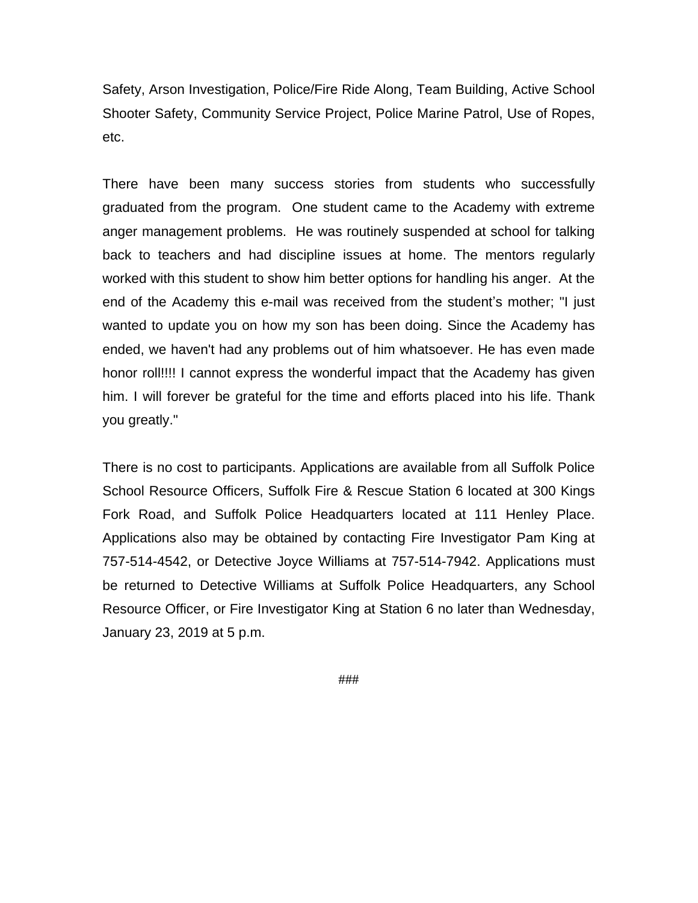Safety, Arson Investigation, Police/Fire Ride Along, Team Building, Active School Shooter Safety, Community Service Project, Police Marine Patrol, Use of Ropes, etc.

There have been many success stories from students who successfully graduated from the program. One student came to the Academy with extreme anger management problems. He was routinely suspended at school for talking back to teachers and had discipline issues at home. The mentors regularly worked with this student to show him better options for handling his anger. At the end of the Academy this e-mail was received from the student's mother; "I just wanted to update you on how my son has been doing. Since the Academy has ended, we haven't had any problems out of him whatsoever. He has even made honor roll!!!! I cannot express the wonderful impact that the Academy has given him. I will forever be grateful for the time and efforts placed into his life. Thank you greatly."

There is no cost to participants. Applications are available from all Suffolk Police School Resource Officers, Suffolk Fire & Rescue Station 6 located at 300 Kings Fork Road, and Suffolk Police Headquarters located at 111 Henley Place. Applications also may be obtained by contacting Fire Investigator Pam King at 757-514-4542, or Detective Joyce Williams at 757-514-7942. Applications must be returned to Detective Williams at Suffolk Police Headquarters, any School Resource Officer, or Fire Investigator King at Station 6 no later than Wednesday, January 23, 2019 at 5 p.m.

###